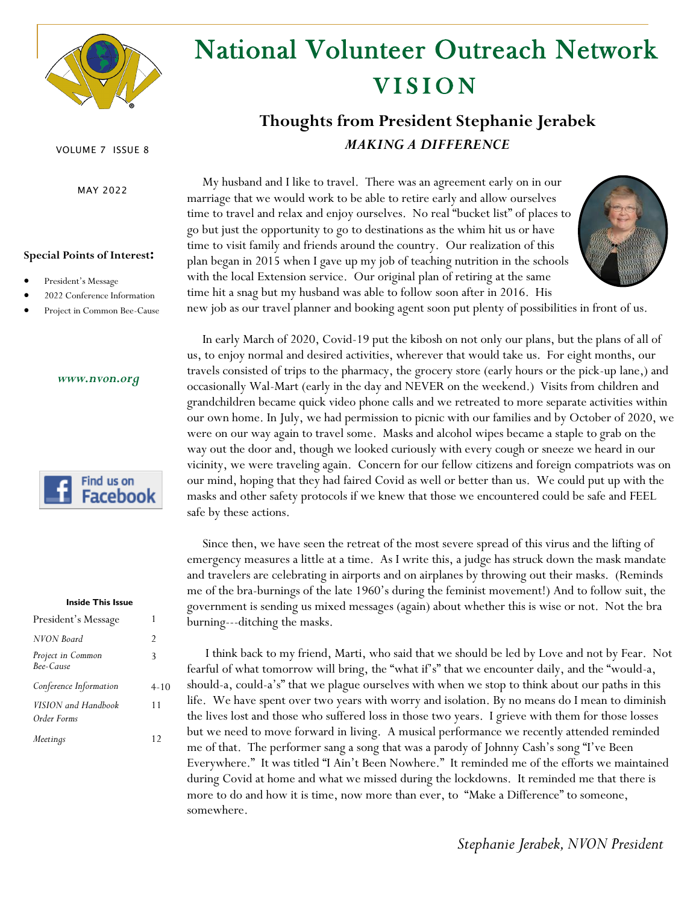# National Volunteer Outreach Network

# VISION

VOLUME 7 ISSUE 8

MAY 2022

**Special Points of Interest:**

- President's Message
- 2022 Conference Information
- Project in Common Bee-Cause

*www.nvon.org*

Find us on Facebook

**Inside This Issue**

| | |
|---|---|
| President's Message | 1 |
| *NVON Board* | 2 |
| *Project in Common Bee-Cause* | 3 |
| *Conference Information* | 4-10 |
| *VISION and Handbook Order Forms* | 11 |
| *Meetings* | 12 |

## Thoughts from President Stephanie Jerabek

### *MAKING A DIFFERENCE*

My husband and I like to travel. There was an agreement early on in our marriage that we would work to be able to retire early and allow ourselves time to travel and relax and enjoy ourselves. No real "bucket list" of places to go but just the opportunity to go to destinations as the whim hit us or have time to visit family and friends around the country. Our realization of this plan began in 2015 when I gave up my job of teaching nutrition in the schools with the local Extension service. Our original plan of retiring at the same time hit a snag but my husband was able to follow soon after in 2016. His new job as our travel planner and booking agent soon put plenty of possibilities in front of us.

In early March of 2020, Covid-19 put the kibosh on not only our plans, but the plans of all of us, to enjoy normal and desired activities, wherever that would take us. For eight months, our travels consisted of trips to the pharmacy, the grocery store (early hours or the pick-up lane,) and occasionally Wal-Mart (early in the day and NEVER on the weekend.) Visits from children and grandchildren became quick video phone calls and we retreated to more separate activities within our own home. In July, we had permission to picnic with our families and by October of 2020, we were on our way again to travel some. Masks and alcohol wipes became a staple to grab on the way out the door and, though we looked curiously with every cough or sneeze we heard in our vicinity, we were traveling again. Concern for our fellow citizens and foreign compatriots was on our mind, hoping that they had faired Covid as well or better than us. We could put up with the masks and other safety protocols if we knew that those we encountered could be safe and FEEL safe by these actions.

Since then, we have seen the retreat of the most severe spread of this virus and the lifting of emergency measures a little at a time. As I write this, a judge has struck down the mask mandate and travelers are celebrating in airports and on airplanes by throwing out their masks. (Reminds me of the bra-burnings of the late 1960's during the feminist movement!) And to follow suit, the government is sending us mixed messages (again) about whether this is wise or not. Not the bra burning---ditching the masks.

I think back to my friend, Marti, who said that we should be led by Love and not by Fear. Not fearful of what tomorrow will bring, the "what if's" that we encounter daily, and the "would-a, should-a, could-a's" that we plague ourselves with when we stop to think about our paths in this life. We have spent over two years with worry and isolation. By no means do I mean to diminish the lives lost and those who suffered loss in those two years. I grieve with them for those losses but we need to move forward in living. A musical performance we recently attended reminded me of that. The performer sang a song that was a parody of Johnny Cash's song "I've Been Everywhere." It was titled "I Ain't Been Nowhere." It reminded me of the efforts we maintained during Covid at home and what we missed during the lockdowns. It reminded me that there is more to do and how it is time, now more than ever, to "Make a Difference" to someone, somewhere.

*Stephanie Jerabek, NVON President*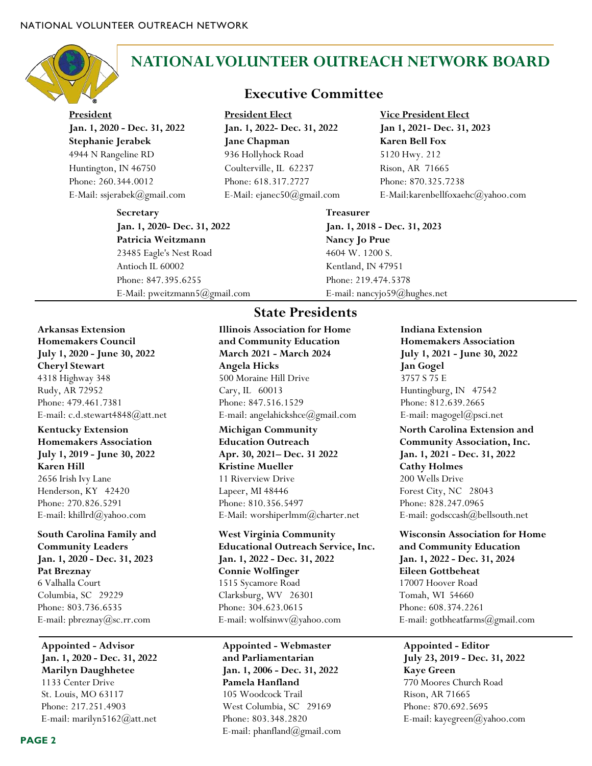# NATIONAL VOLUNTEER OUTREACH NETWORK BOARD

## Executive Committee

**President**
**Jan. 1, 2020 - Dec. 31, 2022**
**Stephanie Jerabek**
4944 N Rangeline RD
Huntington, IN 46750
Phone: 260.344.0012
E-Mail: ssjerabek@gmail.com

**President Elect**
**Jan. 1, 2022- Dec. 31, 2022**
**Jane Chapman**
936 Hollyhock Road
Coulterville, IL 62237
Phone: 618.317.2727
E-Mail: ejanec50@gmail.com

**Vice President Elect**
**Jan 1, 2021- Dec. 31, 2023**
**Karen Bell Fox**
5120 Hwy. 212
Rison, AR 71665
Phone: 870.325.7238
E-Mail:karenbellfoxaehc@yahoo.com

**Secretary**
**Jan. 1, 2020- Dec. 31, 2022**
**Patricia Weitzmann**
23485 Eagle's Nest Road
Antioch IL 60002
Phone: 847.395.6255
E-Mail: pweitzmann5@gmail.com

**Treasurer**
**Jan. 1, 2018 - Dec. 31, 2023**
**Nancy Jo Prue**
4604 W. 1200 S.
Kentland, IN 47951
Phone: 219.474.5378
E-mail: nancyjo59@hughes.net

## State Presidents

**Arkansas Extension Homemakers Council**
**July 1, 2020 - June 30, 2022**
**Cheryl Stewart**
4318 Highway 348
Rudy, AR 72952
Phone: 479.461.7381
E-mail: c.d.stewart4848@att.net

**Illinois Association for Home and Community Education**
**March 2021 - March 2024**
**Angela Hicks**
500 Moraine Hill Drive
Cary, IL 60013
Phone: 847.516.1529
E-mail: angelahickshce@gmail.com

**Indiana Extension Homemakers Association**
**July 1, 2021 - June 30, 2022**
**Jan Gogel**
3757 S 75 E
Huntingburg, IN 47542
Phone: 812.639.2665
E-mail: magogel@psci.net

**Kentucky Extension Homemakers Association**
**July 1, 2019 - June 30, 2022**
**Karen Hill**
2656 Irish Ivy Lane
Henderson, KY 42420
Phone: 270.826.5291
E-mail: khillrd@yahoo.com

**Michigan Community Education Outreach**
**Apr. 30, 2021– Dec. 31 2022**
**Kristine Mueller**
11 Riverview Drive
Lapeer, MI 48446
Phone: 810.356.5497
E-Mail: worshiperlmm@charter.net

**North Carolina Extension and Community Association, Inc.**
**Jan. 1, 2021 - Dec. 31, 2022**
**Cathy Holmes**
200 Wells Drive
Forest City, NC 28043
Phone: 828.247.0965
E-mail: godsccash@bellsouth.net

**South Carolina Family and Community Leaders**
**Jan. 1, 2020 - Dec. 31, 2023**
**Pat Breznay**
6 Valhalla Court
Columbia, SC 29229
Phone: 803.736.6535
E-mail: pbreznay@sc.rr.com

**West Virginia Community Educational Outreach Service, Inc.**
**Jan. 1, 2022 - Dec. 31, 2022**
**Connie Wolfinger**
1515 Sycamore Road
Clarksburg, WV 26301
Phone: 304.623.0615
E-mail: wolfsinwv@yahoo.com

**Wisconsin Association for Home and Community Education**
**Jan. 1, 2022 - Dec. 31, 2024**
**Eileen Gottbeheat**
17007 Hoover Road
Tomah, WI 54660
Phone: 608.374.2261
E-mail: gotbheatfarms@gmail.com

**Appointed - Advisor**
**Jan. 1, 2020 - Dec. 31, 2022**
**Marilyn Daughhetee**
1133 Center Drive
St. Louis, MO 63117
Phone: 217.251.4903
E-mail: marilyn5162@att.net

**Appointed - Webmaster and Parliamentarian**
**Jan. 1, 2006 - Dec. 31, 2022**
**Pamela Hanfland**
105 Woodcock Trail
West Columbia, SC 29169
Phone: 803.348.2820
E-mail: phanfland@gmail.com

**Appointed - Editor**
**July 23, 2019 - Dec. 31, 2022**
**Kaye Green**
770 Moores Church Road
Rison, AR 71665
Phone: 870.692.5695
E-mail: kayegreen@yahoo.com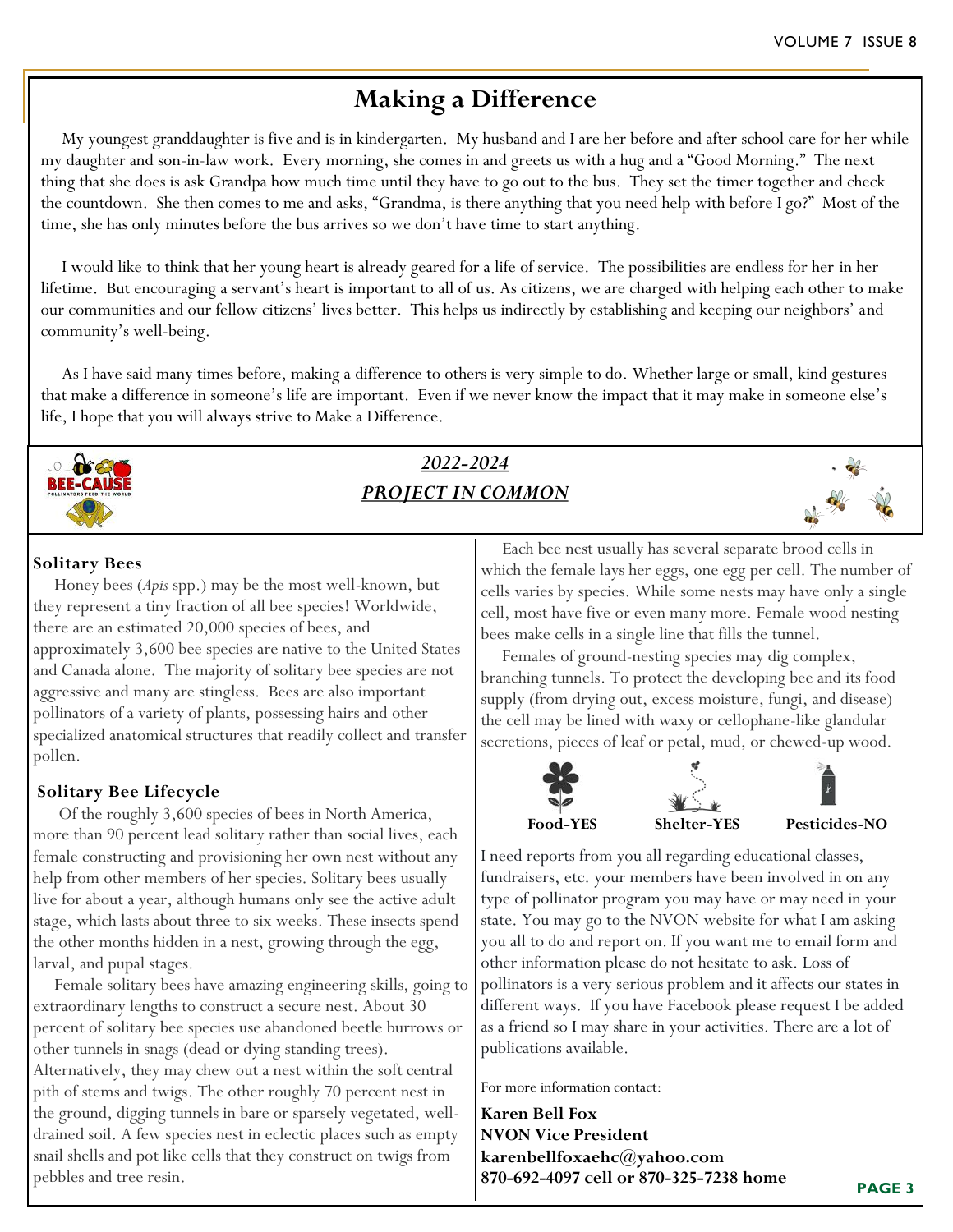## Making a Difference

My youngest granddaughter is five and is in kindergarten. My husband and I are her before and after school care for her while my daughter and son-in-law work. Every morning, she comes in and greets us with a hug and a "Good Morning." The next thing that she does is ask Grandpa how much time until they have to go out to the bus. They set the timer together and check the countdown. She then comes to me and asks, "Grandma, is there anything that you need help with before I go?" Most of the time, she has only minutes before the bus arrives so we don't have time to start anything.

I would like to think that her young heart is already geared for a life of service. The possibilities are endless for her in her lifetime. But encouraging a servant's heart is important to all of us. As citizens, we are charged with helping each other to make our communities and our fellow citizens' lives better. This helps us indirectly by establishing and keeping our neighbors' and community's well-being.

As I have said many times before, making a difference to others is very simple to do. Whether large or small, kind gestures that make a difference in someone's life are important. Even if we never know the impact that it may make in someone else's life, I hope that you will always strive to Make a Difference.

## *2022-2024*
## *PROJECT IN COMMON*

### Solitary Bees

Honey bees (*Apis* spp.) may be the most well-known, but they represent a tiny fraction of all bee species! Worldwide, there are an estimated 20,000 species of bees, and approximately 3,600 bee species are native to the United States and Canada alone. The majority of solitary bee species are not aggressive and many are stingless. Bees are also important pollinators of a variety of plants, possessing hairs and other specialized anatomical structures that readily collect and transfer pollen.

### Solitary Bee Lifecycle

Of the roughly 3,600 species of bees in North America, more than 90 percent lead solitary rather than social lives, each female constructing and provisioning her own nest without any help from other members of her species. Solitary bees usually live for about a year, although humans only see the active adult stage, which lasts about three to six weeks. These insects spend the other months hidden in a nest, growing through the egg, larval, and pupal stages.

Female solitary bees have amazing engineering skills, going to extraordinary lengths to construct a secure nest. About 30 percent of solitary bee species use abandoned beetle burrows or other tunnels in snags (dead or dying standing trees). Alternatively, they may chew out a nest within the soft central pith of stems and twigs. The other roughly 70 percent nest in the ground, digging tunnels in bare or sparsely vegetated, well-drained soil. A few species nest in eclectic places such as empty snail shells and pot like cells that they construct on twigs from pebbles and tree resin.

Each bee nest usually has several separate brood cells in which the female lays her eggs, one egg per cell. The number of cells varies by species. While some nests may have only a single cell, most have five or even many more. Female wood nesting bees make cells in a single line that fills the tunnel.

Females of ground-nesting species may dig complex, branching tunnels. To protect the developing bee and its food supply (from drying out, excess moisture, fungi, and disease) the cell may be lined with waxy or cellophane-like glandular secretions, pieces of leaf or petal, mud, or chewed-up wood.

**Food-YES** **Shelter-YES** **Pesticides-NO**

I need reports from you all regarding educational classes, fundraisers, etc. your members have been involved in on any type of pollinator program you may have or may need in your state. You may go to the NVON website for what I am asking you all to do and report on. If you want me to email form and other information please do not hesitate to ask. Loss of pollinators is a very serious problem and it affects our states in different ways. If you have Facebook please request I be added as a friend so I may share in your activities. There are a lot of publications available.

For more information contact:

**Karen Bell Fox**
**NVON Vice President**
**karenbellfoxaehc@yahoo.com**
**870-692-4097 cell or 870-325-7238 home**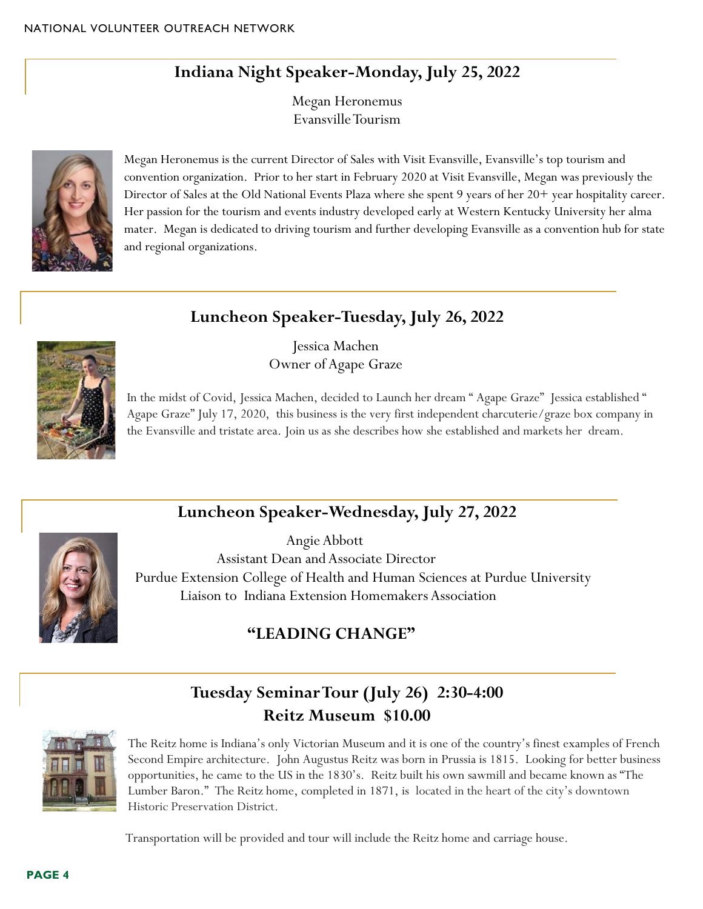## Indiana Night Speaker-Monday, July 25, 2022

Megan Heronemus
Evansville Tourism

Megan Heronemus is the current Director of Sales with Visit Evansville, Evansville's top tourism and convention organization. Prior to her start in February 2020 at Visit Evansville, Megan was previously the Director of Sales at the Old National Events Plaza where she spent 9 years of her 20+ year hospitality career. Her passion for the tourism and events industry developed early at Western Kentucky University her alma mater. Megan is dedicated to driving tourism and further developing Evansville as a convention hub for state and regional organizations.

## Luncheon Speaker-Tuesday, July 26, 2022

Jessica Machen
Owner of Agape Graze

In the midst of Covid, Jessica Machen, decided to Launch her dream " Agape Graze" Jessica established " Agape Graze" July 17, 2020, this business is the very first independent charcuterie/graze box company in the Evansville and tristate area. Join us as she describes how she established and markets her dream.

## Luncheon Speaker-Wednesday, July 27, 2022

Angie Abbott
Assistant Dean and Associate Director
Purdue Extension College of Health and Human Sciences at Purdue University
Liaison to Indiana Extension Homemakers Association

**"LEADING CHANGE"**

## Tuesday Seminar Tour (July 26) 2:30-4:00
## Reitz Museum $10.00

The Reitz home is Indiana's only Victorian Museum and it is one of the country's finest examples of French Second Empire architecture. John Augustus Reitz was born in Prussia is 1815. Looking for better business opportunities, he came to the US in the 1830's. Reitz built his own sawmill and became known as "The Lumber Baron." The Reitz home, completed in 1871, is located in the heart of the city's downtown Historic Preservation District.

Transportation will be provided and tour will include the Reitz home and carriage house.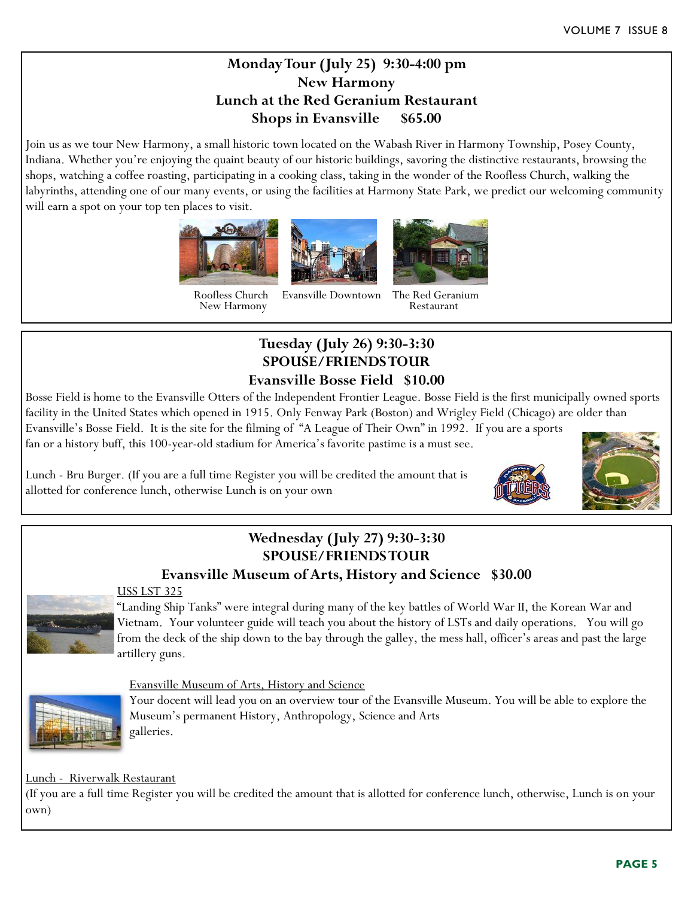## Monday Tour (July 25) 9:30-4:00 pm
## New Harmony
## Lunch at the Red Geranium Restaurant
## Shops in Evansville $65.00

Join us as we tour New Harmony, a small historic town located on the Wabash River in Harmony Township, Posey County, Indiana. Whether you're enjoying the quaint beauty of our historic buildings, savoring the distinctive restaurants, browsing the shops, watching a coffee roasting, participating in a cooking class, taking in the wonder of the Roofless Church, walking the labyrinths, attending one of our many events, or using the facilities at Harmony State Park, we predict our welcoming community will earn a spot on your top ten places to visit.

Roofless Church New Harmony

Evansville Downtown

The Red Geranium Restaurant

## Tuesday (July 26) 9:30-3:30
## SPOUSE/FRIENDS TOUR
## Evansville Bosse Field $10.00

Bosse Field is home to the Evansville Otters of the Independent Frontier League. Bosse Field is the first municipally owned sports facility in the United States which opened in 1915. Only Fenway Park (Boston) and Wrigley Field (Chicago) are older than Evansville's Bosse Field. It is the site for the filming of "A League of Their Own" in 1992. If you are a sports fan or a history buff, this 100-year-old stadium for America's favorite pastime is a must see.

Lunch - Bru Burger. (If you are a full time Register you will be credited the amount that is allotted for conference lunch, otherwise Lunch is on your own

## Wednesday (July 27) 9:30-3:30
## SPOUSE/FRIENDS TOUR
## Evansville Museum of Arts, History and Science $30.00

USS LST 325

"Landing Ship Tanks" were integral during many of the key battles of World War II, the Korean War and Vietnam. Your volunteer guide will teach you about the history of LSTs and daily operations. You will go from the deck of the ship down to the bay through the galley, the mess hall, officer's areas and past the large artillery guns.

Evansville Museum of Arts, History and Science

Your docent will lead you on an overview tour of the Evansville Museum. You will be able to explore the Museum's permanent History, Anthropology, Science and Arts galleries.

Lunch - Riverwalk Restaurant

(If you are a full time Register you will be credited the amount that is allotted for conference lunch, otherwise, Lunch is on your own)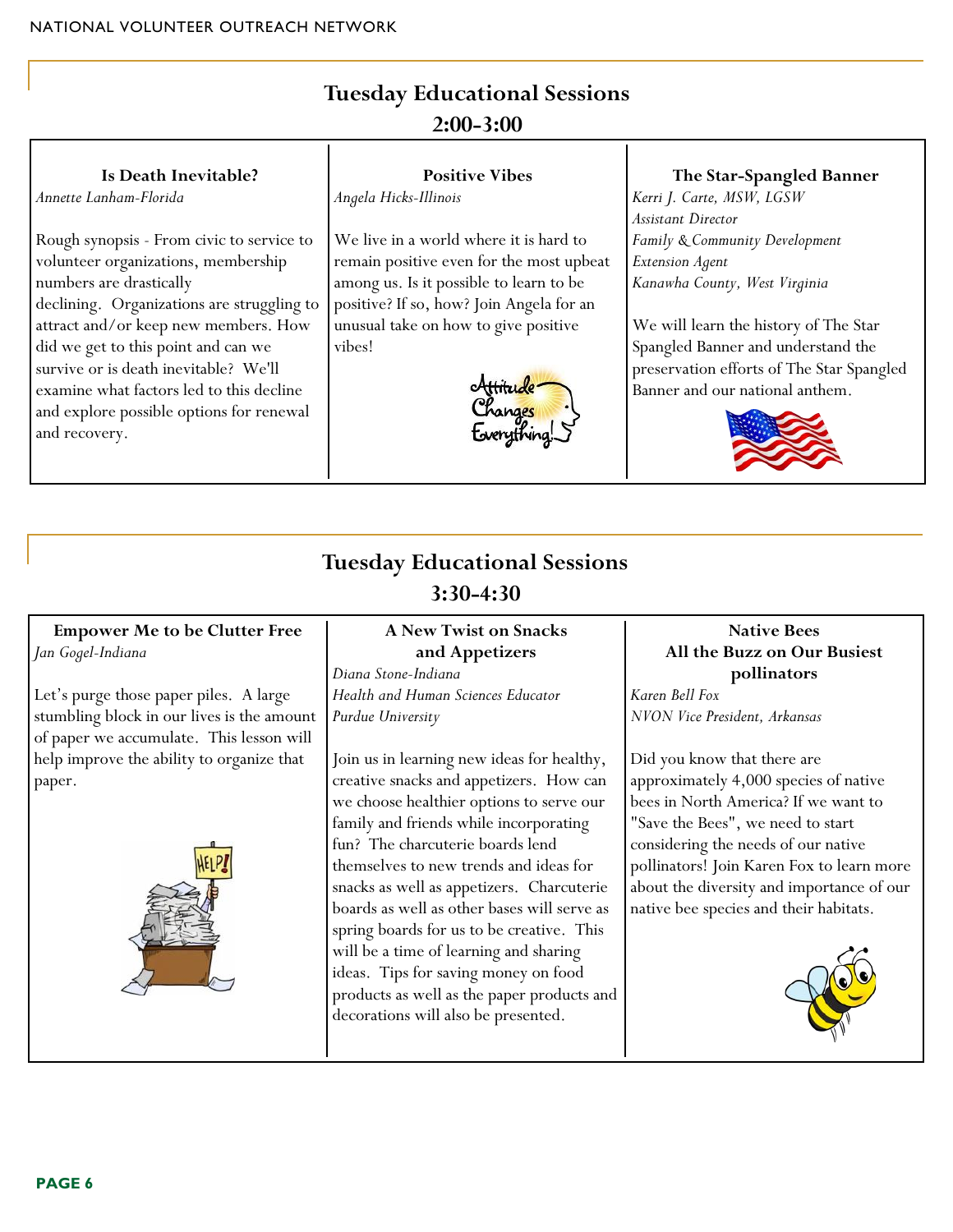## Tuesday Educational Sessions

## 2:00-3:00

### Is Death Inevitable?

*Annette Lanham-Florida*

Rough synopsis - From civic to service to volunteer organizations, membership numbers are drastically declining. Organizations are struggling to attract and/or keep new members. How did we get to this point and can we survive or is death inevitable? We'll examine what factors led to this decline and explore possible options for renewal and recovery.

### Positive Vibes

*Angela Hicks-Illinois*

We live in a world where it is hard to remain positive even for the most upbeat among us. Is it possible to learn to be positive? If so, how? Join Angela for an unusual take on how to give positive vibes!

### The Star-Spangled Banner

*Kerri J. Carte, MSW, LGSW*
*Assistant Director*
*Family & Community Development*
*Extension Agent*
*Kanawha County, West Virginia*

We will learn the history of The Star Spangled Banner and understand the preservation efforts of The Star Spangled Banner and our national anthem.

## Tuesday Educational Sessions

## 3:30-4:30

### Empower Me to be Clutter Free

*Jan Gogel-Indiana*

Let's purge those paper piles. A large stumbling block in our lives is the amount of paper we accumulate. This lesson will help improve the ability to organize that paper.

### A New Twist on Snacks and Appetizers

*Diana Stone-Indiana*
*Health and Human Sciences Educator*
*Purdue University*

Join us in learning new ideas for healthy, creative snacks and appetizers. How can we choose healthier options to serve our family and friends while incorporating fun? The charcuterie boards lend themselves to new trends and ideas for snacks as well as appetizers. Charcuterie boards as well as other bases will serve as spring boards for us to be creative. This will be a time of learning and sharing ideas. Tips for saving money on food products as well as the paper products and decorations will also be presented.

### Native Bees All the Buzz on Our Busiest pollinators

*Karen Bell Fox*
*NVON Vice President, Arkansas*

Did you know that there are approximately 4,000 species of native bees in North America? If we want to "Save the Bees", we need to start considering the needs of our native pollinators! Join Karen Fox to learn more about the diversity and importance of our native bee species and their habitats.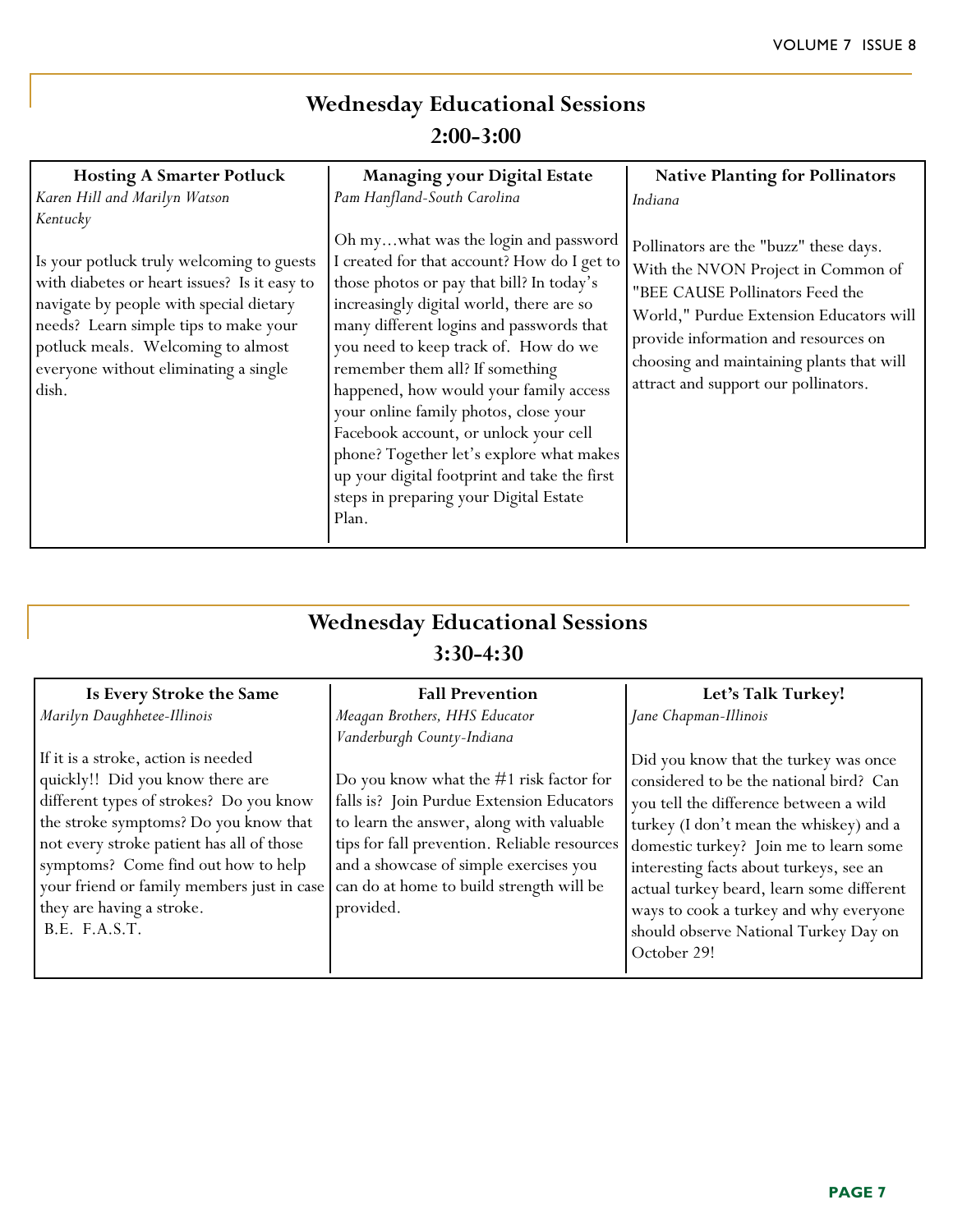## Wednesday Educational Sessions

## 2:00-3:00

### Hosting A Smarter Potluck

*Karen Hill and Marilyn Watson*
*Kentucky*

Is your potluck truly welcoming to guests with diabetes or heart issues? Is it easy to navigate by people with special dietary needs? Learn simple tips to make your potluck meals. Welcoming to almost everyone without eliminating a single dish.

### Managing your Digital Estate

*Pam Hanfland-South Carolina*

Oh my…what was the login and password I created for that account? How do I get to those photos or pay that bill? In today's increasingly digital world, there are so many different logins and passwords that you need to keep track of. How do we remember them all? If something happened, how would your family access your online family photos, close your Facebook account, or unlock your cell phone? Together let's explore what makes up your digital footprint and take the first steps in preparing your Digital Estate Plan.

### Native Planting for Pollinators

*Indiana*

Pollinators are the "buzz" these days. With the NVON Project in Common of "BEE CAUSE Pollinators Feed the World," Purdue Extension Educators will provide information and resources on choosing and maintaining plants that will attract and support our pollinators.

## Wednesday Educational Sessions

## 3:30-4:30

### Is Every Stroke the Same

*Marilyn Daughhetee-Illinois*

If it is a stroke, action is needed quickly!! Did you know there are different types of strokes? Do you know the stroke symptoms? Do you know that not every stroke patient has all of those symptoms? Come find out how to help your friend or family members just in case they are having a stroke.
B.E. F.A.S.T.

### Fall Prevention

*Meagan Brothers, HHS Educator*
*Vanderburgh County-Indiana*

Do you know what the #1 risk factor for falls is? Join Purdue Extension Educators to learn the answer, along with valuable tips for fall prevention. Reliable resources and a showcase of simple exercises you can do at home to build strength will be provided.

### Let's Talk Turkey!

*Jane Chapman-Illinois*

Did you know that the turkey was once considered to be the national bird? Can you tell the difference between a wild turkey (I don't mean the whiskey) and a domestic turkey? Join me to learn some interesting facts about turkeys, see an actual turkey beard, learn some different ways to cook a turkey and why everyone should observe National Turkey Day on October 29!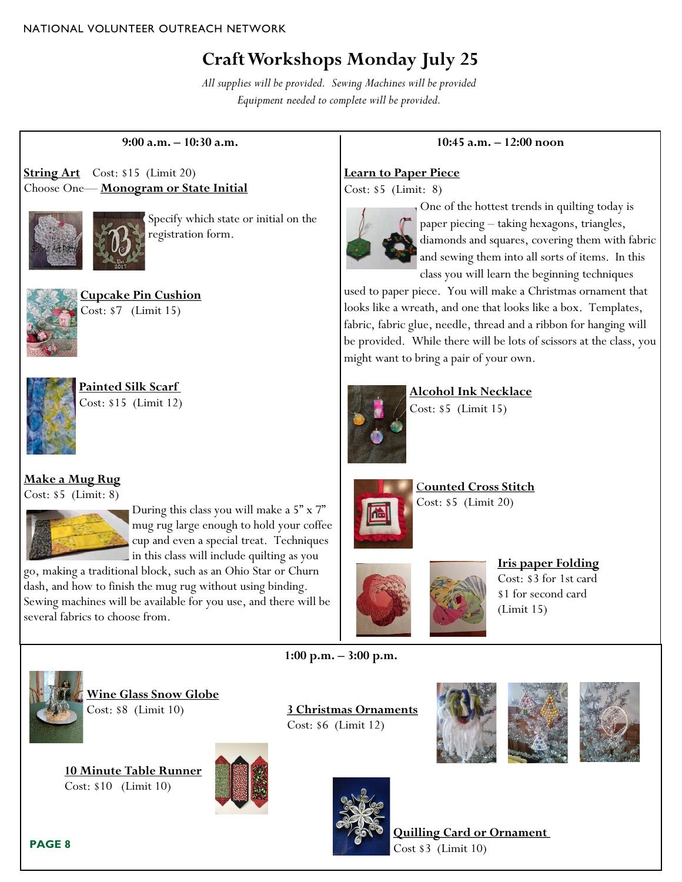# Craft Workshops Monday July 25

*All supplies will be provided. Sewing Machines will be provided*
*Equipment needed to complete will be provided.*

## 9:00 a.m. – 10:30 a.m.

**String Art** Cost: $15 (Limit 20)
Choose One— **Monogram or State Initial**

Specify which state or initial on the registration form.

**Cupcake Pin Cushion**
Cost: $7 (Limit 15)

**Painted Silk Scarf**
Cost: $15 (Limit 12)

**Make a Mug Rug**
Cost: $5 (Limit: 8)

During this class you will make a 5" x 7" mug rug large enough to hold your coffee cup and even a special treat. Techniques in this class will include quilting as you go, making a traditional block, such as an Ohio Star or Churn dash, and how to finish the mug rug without using binding. Sewing machines will be available for you use, and there will be several fabrics to choose from.

## 10:45 a.m. – 12:00 noon

**Learn to Paper Piece**
Cost: $5 (Limit: 8)

One of the hottest trends in quilting today is paper piecing – taking hexagons, triangles, diamonds and squares, covering them with fabric and sewing them into all sorts of items. In this class you will learn the beginning techniques used to paper piece. You will make a Christmas ornament that looks like a wreath, and one that looks like a box. Templates, fabric, fabric glue, needle, thread and a ribbon for hanging will be provided. While there will be lots of scissors at the class, you might want to bring a pair of your own.

**Alcohol Ink Necklace**
Cost: $5 (Limit 15)

**Counted Cross Stitch**
Cost: $5 (Limit 20)

**Iris paper Folding**
Cost: $3 for 1st card
$1 for second card
(Limit 15)

## 1:00 p.m. – 3:00 p.m.

**Wine Glass Snow Globe**
Cost: $8 (Limit 10)

**3 Christmas Ornaments**
Cost: $6 (Limit 12)

**10 Minute Table Runner**
Cost: $10 (Limit 10)

**Quilling Card or Ornament**
Cost $3 (Limit 10)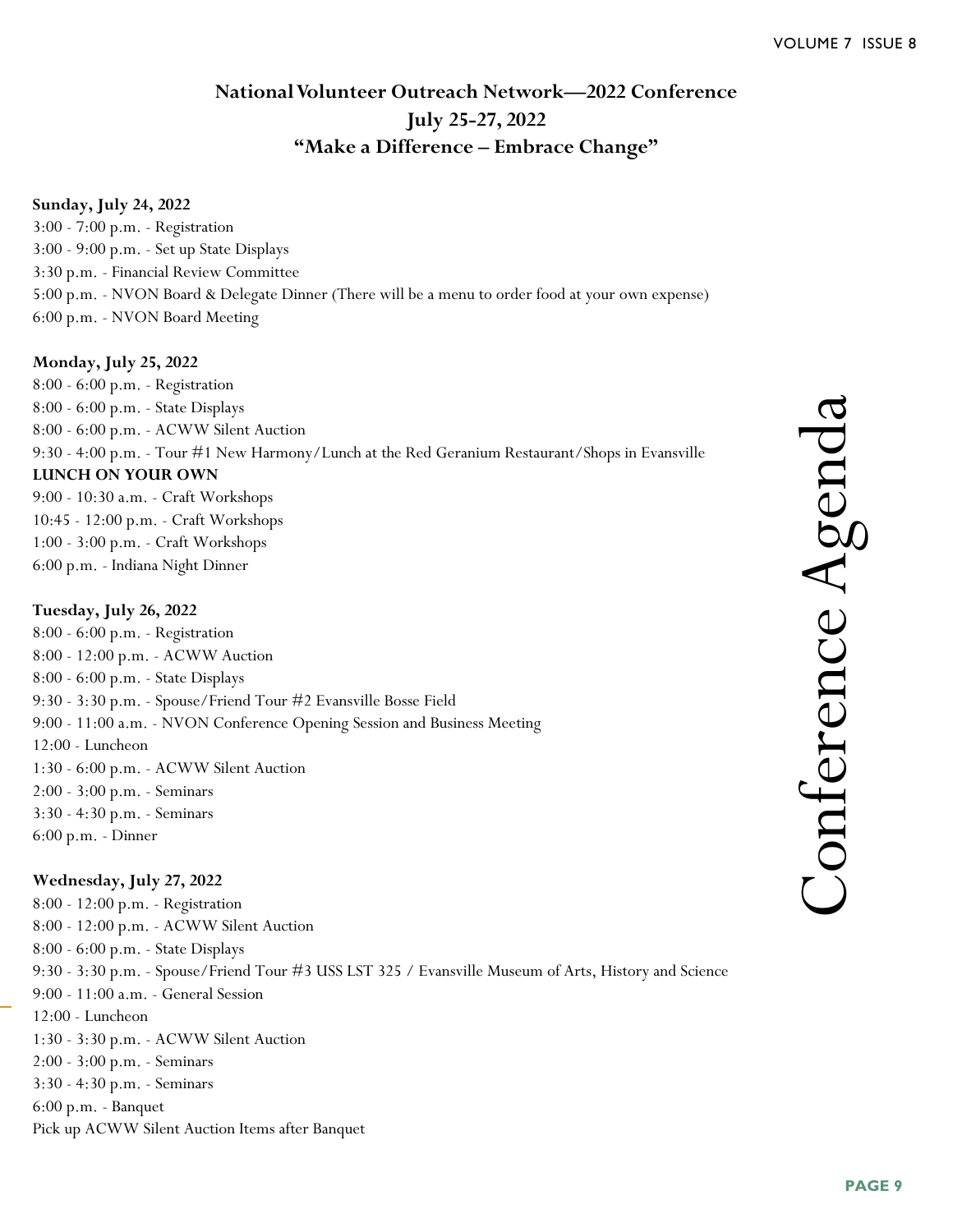# Conference Agenda

## National Volunteer Outreach Network—2022 Conference
## July 25-27, 2022
## “Make a Difference – Embrace Change”

**Sunday, July 24, 2022**

3:00 - 7:00 p.m. - Registration
3:00 - 9:00 p.m. - Set up State Displays
3:30 p.m. - Financial Review Committee
5:00 p.m. - NVON Board & Delegate Dinner (There will be a menu to order food at your own expense)
6:00 p.m. - NVON Board Meeting

**Monday, July 25, 2022**

8:00 - 6:00 p.m. - Registration
8:00 - 6:00 p.m. - State Displays
8:00 - 6:00 p.m. - ACWW Silent Auction
9:30 - 4:00 p.m. - Tour #1 New Harmony/Lunch at the Red Geranium Restaurant/Shops in Evansville
**LUNCH ON YOUR OWN**
9:00 - 10:30 a.m. - Craft Workshops
10:45 - 12:00 p.m. - Craft Workshops
1:00 - 3:00 p.m. - Craft Workshops
6:00 p.m. - Indiana Night Dinner

**Tuesday, July 26, 2022**

8:00 - 6:00 p.m. - Registration
8:00 - 12:00 p.m. - ACWW Auction
8:00 - 6:00 p.m. - State Displays
9:30 - 3:30 p.m. - Spouse/Friend Tour #2 Evansville Bosse Field
9:00 - 11:00 a.m. - NVON Conference Opening Session and Business Meeting
12:00 - Luncheon
1:30 - 6:00 p.m. - ACWW Silent Auction
2:00 - 3:00 p.m. - Seminars
3:30 - 4:30 p.m. - Seminars
6:00 p.m. - Dinner

**Wednesday, July 27, 2022**

8:00 - 12:00 p.m. - Registration
8:00 - 12:00 p.m. - ACWW Silent Auction
8:00 - 6:00 p.m. - State Displays
9:30 - 3:30 p.m. - Spouse/Friend Tour #3 USS LST 325 / Evansville Museum of Arts, History and Science
9:00 - 11:00 a.m. - General Session
12:00 - Luncheon
1:30 - 3:30 p.m. - ACWW Silent Auction
2:00 - 3:00 p.m. - Seminars
3:30 - 4:30 p.m. - Seminars
6:00 p.m. - Banquet
Pick up ACWW Silent Auction Items after Banquet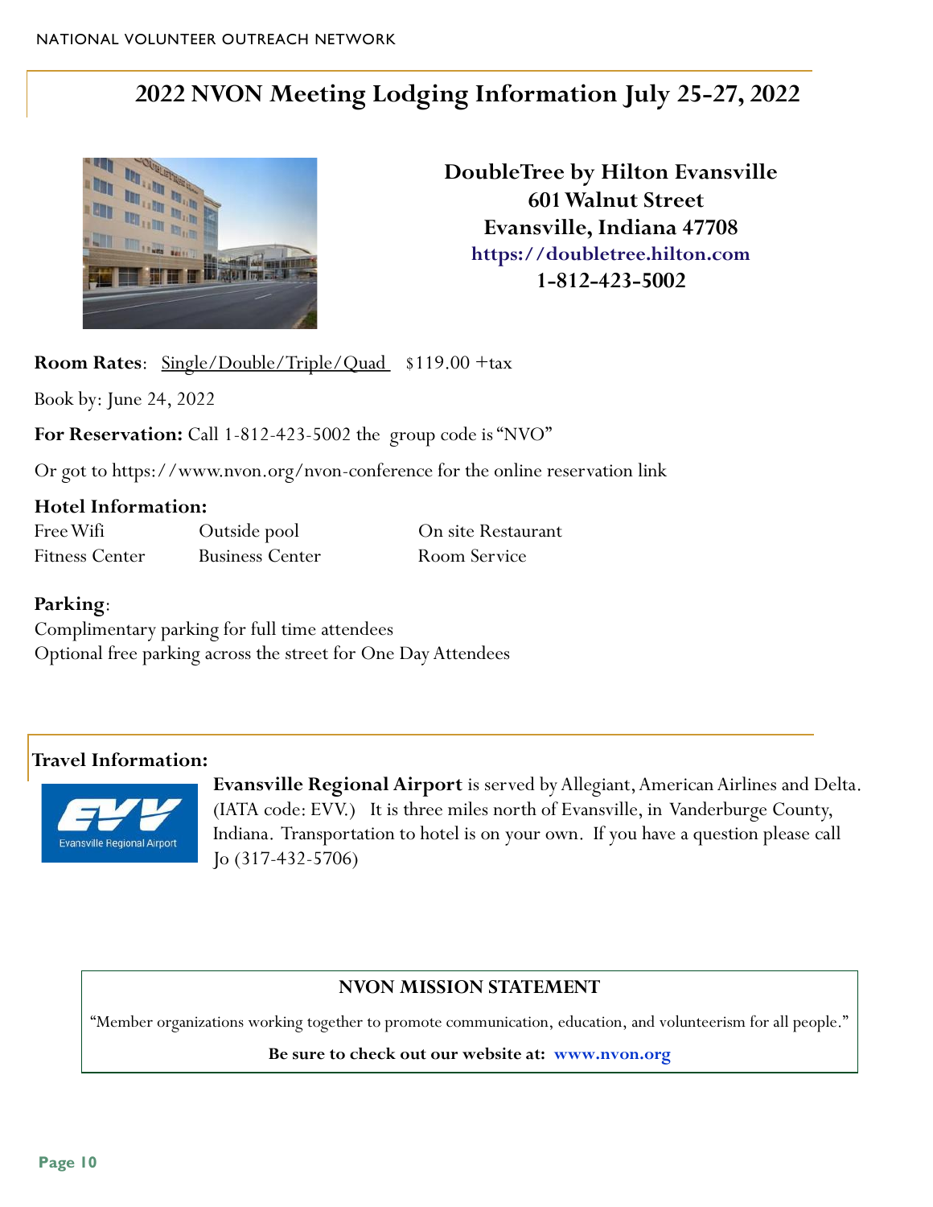## 2022 NVON Meeting Lodging Information July 25-27, 2022

**DoubleTree by Hilton Evansville**
**601 Walnut Street**
**Evansville, Indiana 47708**
**https://doubletree.hilton.com**
**1-812-423-5002**

**Room Rates**: Single/Double/Triple/Quad $119.00 +tax

Book by: June 24, 2022

**For Reservation:** Call 1-812-423-5002 the group code is "NVO"

Or got to https://www.nvon.org/nvon-conference for the online reservation link

**Hotel Information:**

| | | |
|---|---|---|
| Free Wifi | Outside pool | On site Restaurant |
| Fitness Center | Business Center | Room Service |

**Parking**:
Complimentary parking for full time attendees
Optional free parking across the street for One Day Attendees

**Travel Information:**

**Evansville Regional Airport** is served by Allegiant, American Airlines and Delta. (IATA code: EVV.) It is three miles north of Evansville, in Vanderburge County, Indiana. Transportation to hotel is on your own. If you have a question please call Jo (317-432-5706)

**NVON MISSION STATEMENT**

"Member organizations working together to promote communication, education, and volunteerism for all people."

**Be sure to check out our website at: www.nvon.org**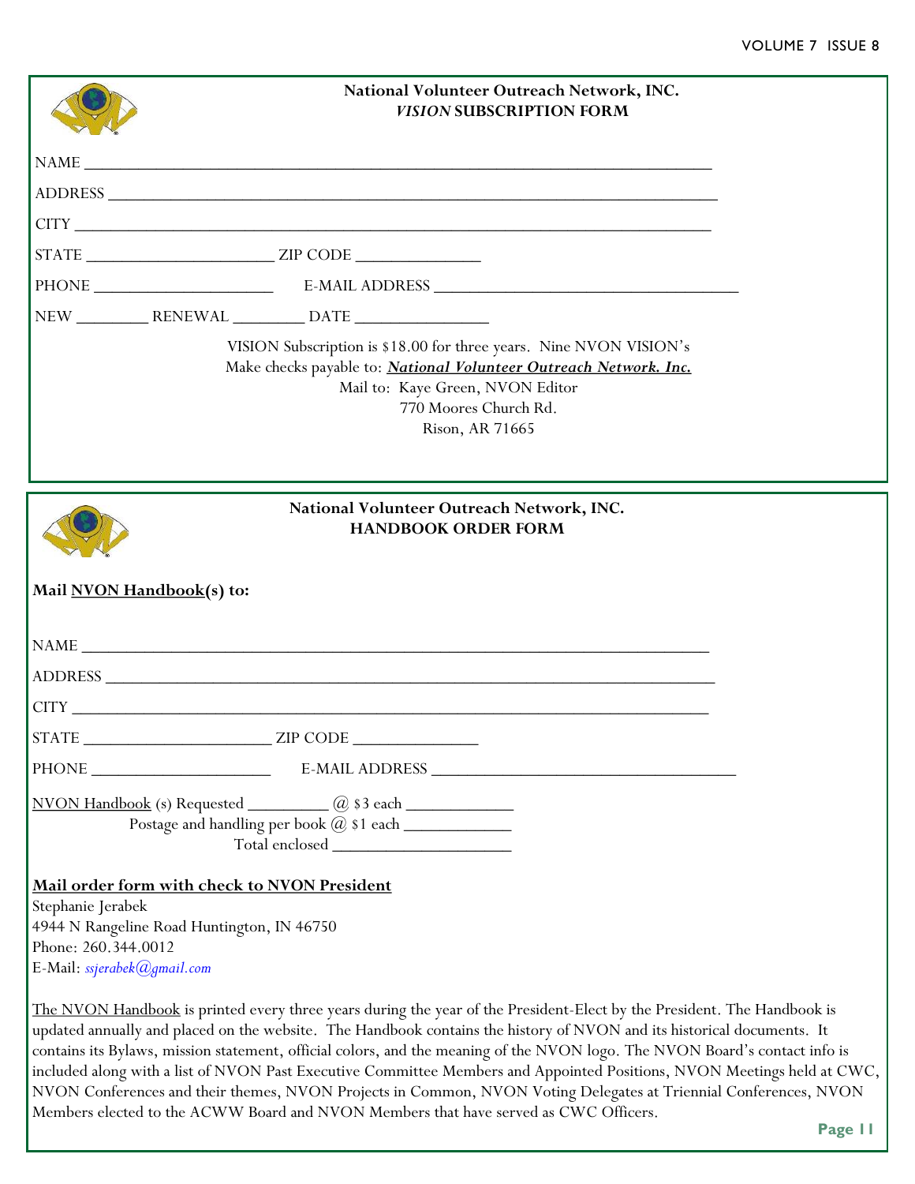## National Volunteer Outreach Network, INC.
## *VISION* SUBSCRIPTION FORM

NAME ______________________________________________________________________

ADDRESS ___________________________________________________________________

CITY ______________________________________________________________________

STATE _____________________ ZIP CODE ______________

PHONE _____________________ E-MAIL ADDRESS ___________________________________

NEW ________ RENEWAL ________ DATE _______________

VISION Subscription is $18.00 for three years. Nine NVON VISION's
Make checks payable to: ***National Volunteer Outreach Network. Inc.***
Mail to: Kaye Green, NVON Editor
770 Moores Church Rd.
Rison, AR 71665

## National Volunteer Outreach Network, INC.
## HANDBOOK ORDER FORM

**Mail NVON Handbook(s) to:**

NAME ______________________________________________________________________

ADDRESS ___________________________________________________________________

CITY ______________________________________________________________________

STATE _____________________ ZIP CODE ______________

PHONE _____________________ E-MAIL ADDRESS ___________________________________

NVON Handbook (s) Requested _________ @ $3 each ____________
Postage and handling per book @ $1 each ____________
Total enclosed ____________________

**Mail order form with check to NVON President**
Stephanie Jerabek
4944 N Rangeline Road Huntington, IN 46750
Phone: 260.344.0012
E-Mail: *ssjerabek@gmail.com*

The NVON Handbook is printed every three years during the year of the President-Elect by the President. The Handbook is updated annually and placed on the website. The Handbook contains the history of NVON and its historical documents. It contains its Bylaws, mission statement, official colors, and the meaning of the NVON logo. The NVON Board's contact info is included along with a list of NVON Past Executive Committee Members and Appointed Positions, NVON Meetings held at CWC, NVON Conferences and their themes, NVON Projects in Common, NVON Voting Delegates at Triennial Conferences, NVON Members elected to the ACWW Board and NVON Members that have served as CWC Officers.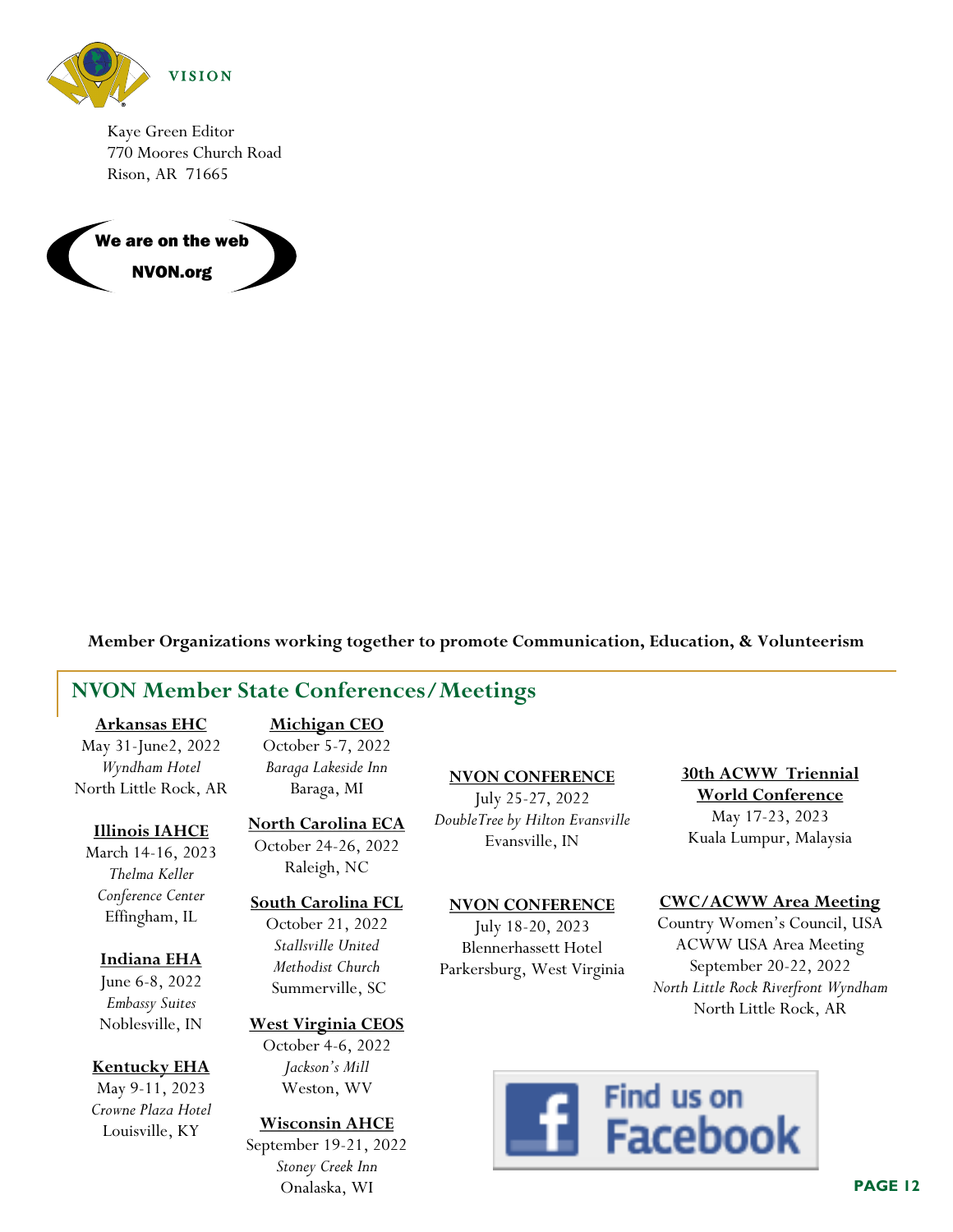VISION

Kaye Green Editor
770 Moores Church Road
Rison, AR 71665

We are on the web
NVON.org

**Member Organizations working together to promote Communication, Education, & Volunteerism**

## NVON Member State Conferences/Meetings

**Arkansas EHC**
May 31-June2, 2022
*Wyndham Hotel*
North Little Rock, AR

**Illinois IAHCE**
March 14-16, 2023
*Thelma Keller Conference Center*
Effingham, IL

**Indiana EHA**
June 6-8, 2022
*Embassy Suites*
Noblesville, IN

**Kentucky EHA**
May 9-11, 2023
*Crowne Plaza Hotel*
Louisville, KY

**Michigan CEO**
October 5-7, 2022
*Baraga Lakeside Inn*
Baraga, MI

**North Carolina ECA**
October 24-26, 2022
Raleigh, NC

**South Carolina FCL**
October 21, 2022
*Stallsville United Methodist Church*
Summerville, SC

**West Virginia CEOS**
October 4-6, 2022
*Jackson's Mill*
Weston, WV

**Wisconsin AHCE**
September 19-21, 2022
*Stoney Creek Inn*
Onalaska, WI

**NVON CONFERENCE**
July 25-27, 2022
*DoubleTree by Hilton Evansville*
Evansville, IN

**NVON CONFERENCE**
July 18-20, 2023
Blennerhassett Hotel
Parkersburg, West Virginia

**30th ACWW Triennial World Conference**
May 17-23, 2023
Kuala Lumpur, Malaysia

**CWC/ACWW Area Meeting**
Country Women's Council, USA
ACWW USA Area Meeting
September 20-22, 2022
*North Little Rock Riverfront Wyndham*
North Little Rock, AR

Find us on Facebook